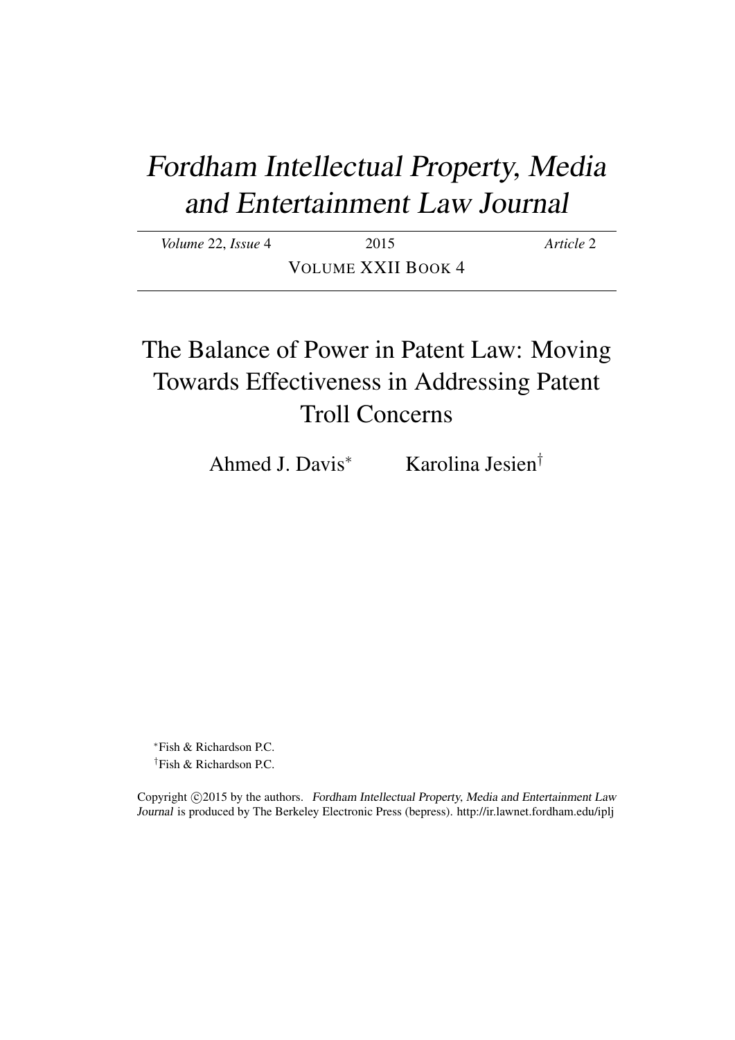# Fordham Intellectual Property, Media and Entertainment Law Journal

*Volume* 22, *Issue* 4 | 2015 | *Article* 2

VOLUME XXII BOOK 4

## The Balance of Power in Patent Law: Moving Towards Effectiveness in Addressing Patent Troll Concerns

Ahmed J. Davis[*] Karolina Jesien[†]

[*]Fish & Richardson P.C.

[†]Fish & Richardson P.C.

Copyright ©2015 by the authors. *Fordham Intellectual Property, Media and Entertainment Law Journal* is produced by The Berkeley Electronic Press (bepress). http://ir.lawnet.fordham.edu/iplj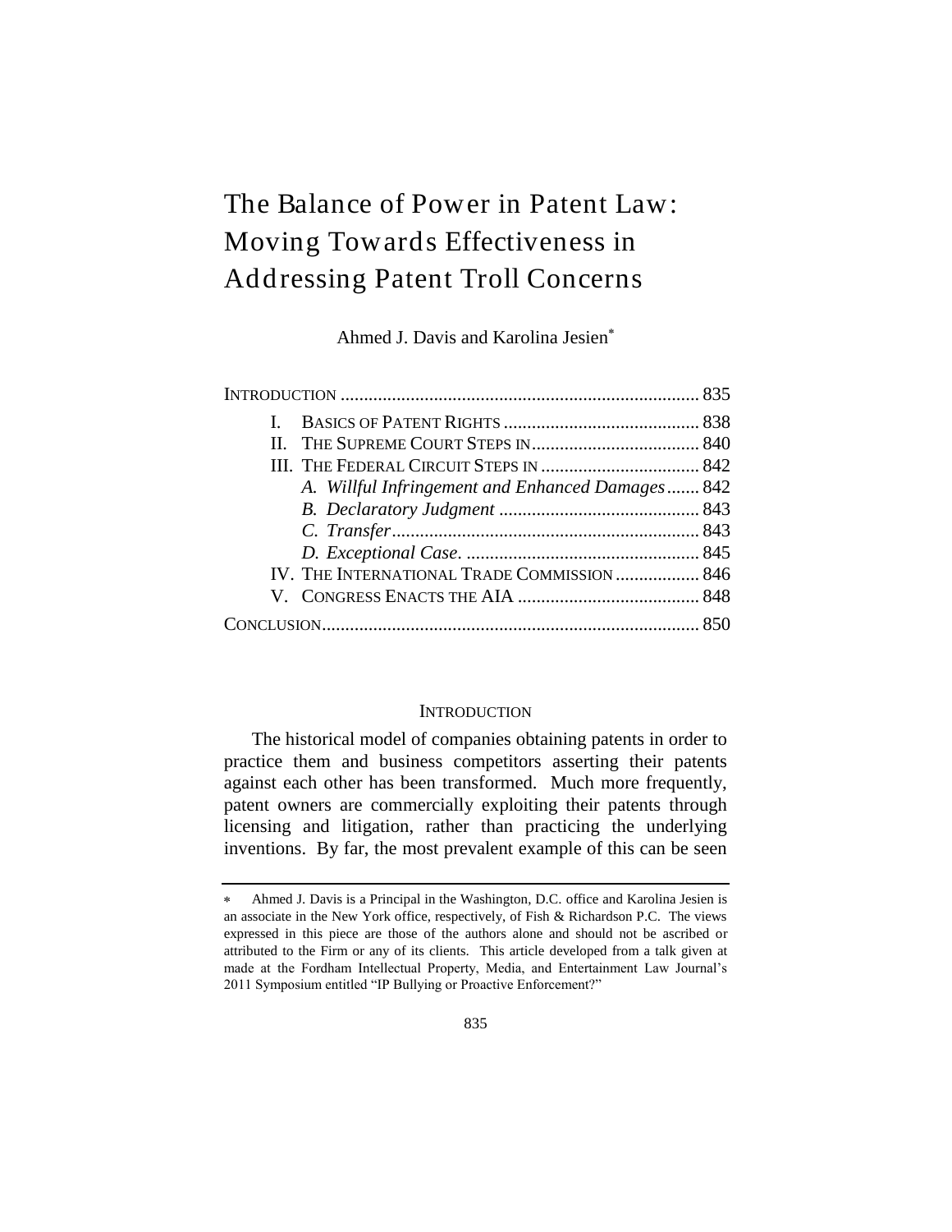# The Balance of Power in Patent Law: Moving Towards Effectiveness in Addressing Patent Troll Concerns

Ahmed J. Davis and Karolina Jesien*

| | |
|---|---|
| INTRODUCTION | 835 |
| I. BASICS OF PATENT RIGHTS | 838 |
| II. THE SUPREME COURT STEPS IN | 840 |
| III. THE FEDERAL CIRCUIT STEPS IN | 842 |
| *A. Willful Infringement and Enhanced Damages* | 842 |
| *B. Declaratory Judgment* | 843 |
| *C. Transfer* | 843 |
| *D. Exceptional Case.* | 845 |
| IV. THE INTERNATIONAL TRADE COMMISSION | 846 |
| V. CONGRESS ENACTS THE AIA | 848 |
| CONCLUSION | 850 |

## INTRODUCTION

The historical model of companies obtaining patents in order to practice them and business competitors asserting their patents against each other has been transformed. Much more frequently, patent owners are commercially exploiting their patents through licensing and litigation, rather than practicing the underlying inventions. By far, the most prevalent example of this can be seen

---

\* Ahmed J. Davis is a Principal in the Washington, D.C. office and Karolina Jesien is an associate in the New York office, respectively, of Fish & Richardson P.C. The views expressed in this piece are those of the authors alone and should not be ascribed or attributed to the Firm or any of its clients. This article developed from a talk given at made at the Fordham Intellectual Property, Media, and Entertainment Law Journal's 2011 Symposium entitled "IP Bullying or Proactive Enforcement?"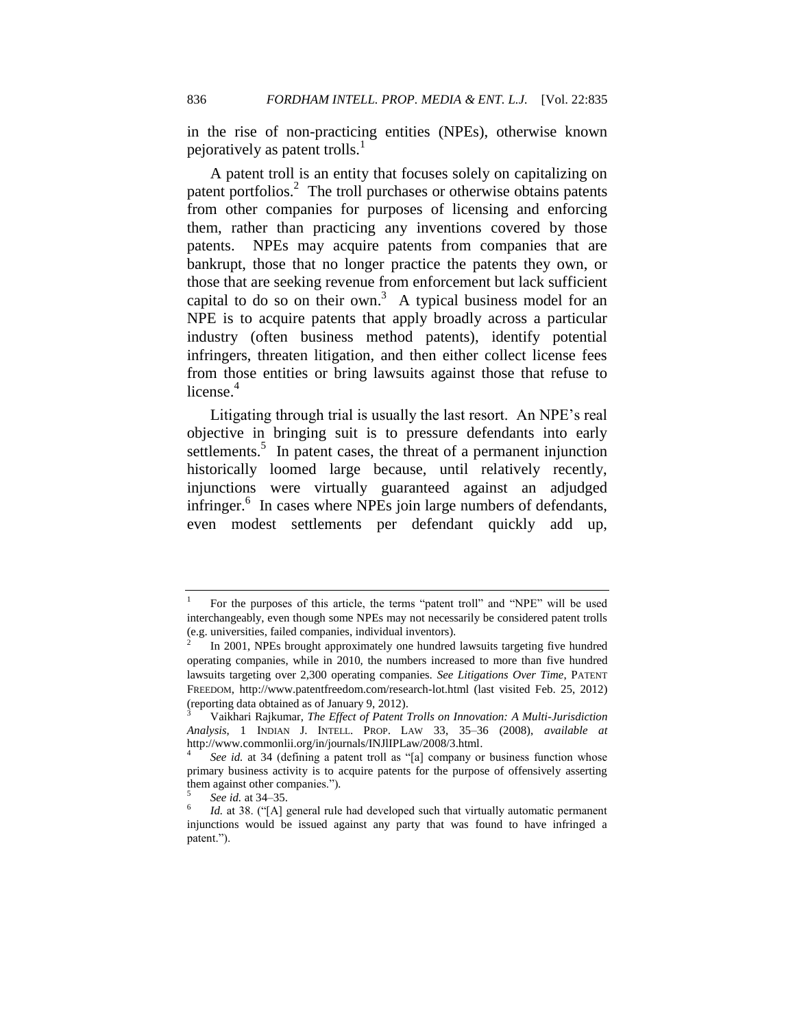in the rise of non-practicing entities (NPEs), otherwise known pejoratively as patent trolls.[1]

A patent troll is an entity that focuses solely on capitalizing on patent portfolios.[2] The troll purchases or otherwise obtains patents from other companies for purposes of licensing and enforcing them, rather than practicing any inventions covered by those patents. NPEs may acquire patents from companies that are bankrupt, those that no longer practice the patents they own, or those that are seeking revenue from enforcement but lack sufficient capital to do so on their own.[3] A typical business model for an NPE is to acquire patents that apply broadly across a particular industry (often business method patents), identify potential infringers, threaten litigation, and then either collect license fees from those entities or bring lawsuits against those that refuse to license.[4]

Litigating through trial is usually the last resort. An NPE's real objective in bringing suit is to pressure defendants into early settlements.[5] In patent cases, the threat of a permanent injunction historically loomed large because, until relatively recently, injunctions were virtually guaranteed against an adjudged infringer.[6] In cases where NPEs join large numbers of defendants, even modest settlements per defendant quickly add up,

---

[1] For the purposes of this article, the terms "patent troll" and "NPE" will be used interchangeably, even though some NPEs may not necessarily be considered patent trolls (e.g. universities, failed companies, individual inventors).

[2] In 2001, NPEs brought approximately one hundred lawsuits targeting five hundred operating companies, while in 2010, the numbers increased to more than five hundred lawsuits targeting over 2,300 operating companies. *See Litigations Over Time*, PATENT FREEDOM, http://www.patentfreedom.com/research-lot.html (last visited Feb. 25, 2012) (reporting data obtained as of January 9, 2012).

[3] Vaikhari Rajkumar, *The Effect of Patent Trolls on Innovation: A Multi-Jurisdiction Analysis*, 1 INDIAN J. INTELL. PROP. LAW 33, 35–36 (2008), *available at* http://www.commonlii.org/in/journals/INJlIPLaw/2008/3.html.

[4] *See id.* at 34 (defining a patent troll as "[a] company or business function whose primary business activity is to acquire patents for the purpose of offensively asserting them against other companies.").

[5] *See id.* at 34–35.

[6] *Id.* at 38. ("[A] general rule had developed such that virtually automatic permanent injunctions would be issued against any party that was found to have infringed a patent.").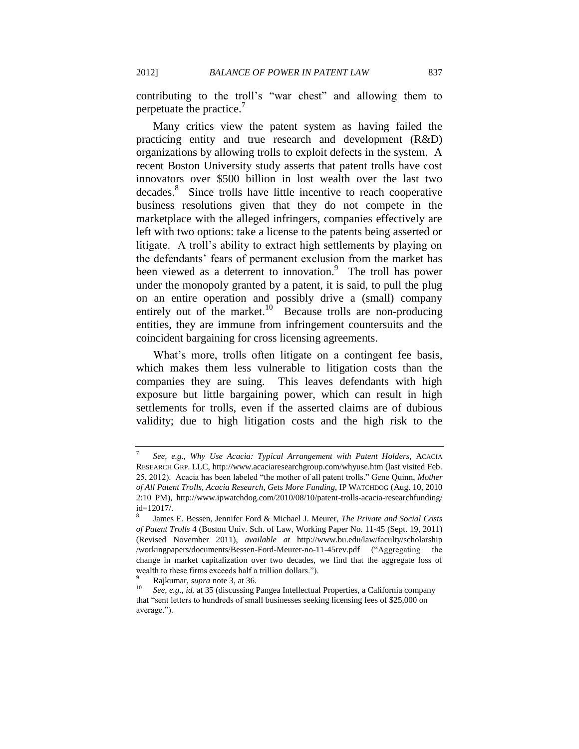contributing to the troll's "war chest" and allowing them to perpetuate the practice.[7]

Many critics view the patent system as having failed the practicing entity and true research and development (R&D) organizations by allowing trolls to exploit defects in the system. A recent Boston University study asserts that patent trolls have cost innovators over $500 billion in lost wealth over the last two decades.[8] Since trolls have little incentive to reach cooperative business resolutions given that they do not compete in the marketplace with the alleged infringers, companies effectively are left with two options: take a license to the patents being asserted or litigate. A troll's ability to extract high settlements by playing on the defendants' fears of permanent exclusion from the market has been viewed as a deterrent to innovation.[9] The troll has power under the monopoly granted by a patent, it is said, to pull the plug on an entire operation and possibly drive a (small) company entirely out of the market.[10] Because trolls are non-producing entities, they are immune from infringement countersuits and the coincident bargaining for cross licensing agreements.

What's more, trolls often litigate on a contingent fee basis, which makes them less vulnerable to litigation costs than the companies they are suing. This leaves defendants with high exposure but little bargaining power, which can result in high settlements for trolls, even if the asserted claims are of dubious validity; due to high litigation costs and the high risk to the

---

[7] *See, e.g.*, *Why Use Acacia: Typical Arrangement with Patent Holders*, ACACIA RESEARCH GRP. LLC, http://www.acaciaresearchgroup.com/whyuse.htm (last visited Feb. 25, 2012). Acacia has been labeled "the mother of all patent trolls." Gene Quinn, *Mother of All Patent Trolls, Acacia Research, Gets More Funding*, IP WATCHDOG (Aug. 10, 2010 2:10 PM), http://www.ipwatchdog.com/2010/08/10/patent-trolls-acacia-researchfunding/id=12017/.

[8] James E. Bessen, Jennifer Ford & Michael J. Meurer, *The Private and Social Costs of Patent Trolls* 4 (Boston Univ. Sch. of Law, Working Paper No. 11-45 (Sept. 19, 2011) (Revised November 2011), *available at* http://www.bu.edu/law/faculty/scholarship/workingpapers/documents/Bessen-Ford-Meurer-no-11-45rev.pdf ("Aggregating the change in market capitalization over two decades, we find that the aggregate loss of wealth to these firms exceeds half a trillion dollars.").

[9] Rajkumar, *supra* note 3, at 36.

[10] *See, e.g.*, *id.* at 35 (discussing Pangea Intellectual Properties, a California company that "sent letters to hundreds of small businesses seeking licensing fees of $25,000 on average.").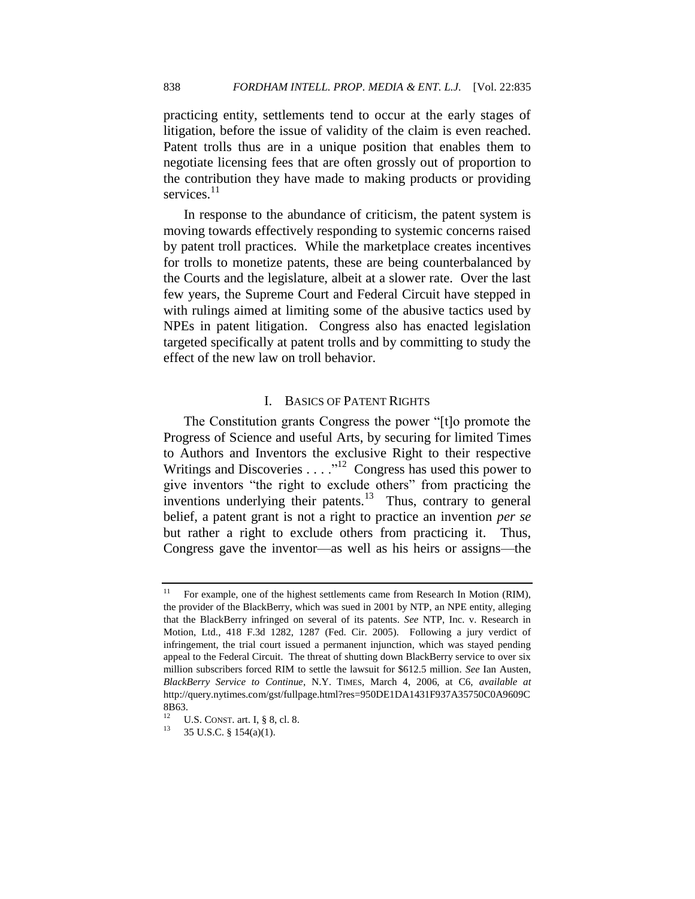practicing entity, settlements tend to occur at the early stages of litigation, before the issue of validity of the claim is even reached. Patent trolls thus are in a unique position that enables them to negotiate licensing fees that are often grossly out of proportion to the contribution they have made to making products or providing services.[11]

In response to the abundance of criticism, the patent system is moving towards effectively responding to systemic concerns raised by patent troll practices. While the marketplace creates incentives for trolls to monetize patents, these are being counterbalanced by the Courts and the legislature, albeit at a slower rate. Over the last few years, the Supreme Court and Federal Circuit have stepped in with rulings aimed at limiting some of the abusive tactics used by NPEs in patent litigation. Congress also has enacted legislation targeted specifically at patent trolls and by committing to study the effect of the new law on troll behavior.

## I. Basics of Patent Rights

The Constitution grants Congress the power "[t]o promote the Progress of Science and useful Arts, by securing for limited Times to Authors and Inventors the exclusive Right to their respective Writings and Discoveries . . . ."[12] Congress has used this power to give inventors "the right to exclude others" from practicing the inventions underlying their patents.[13] Thus, contrary to general belief, a patent grant is not a right to practice an invention *per se* but rather a right to exclude others from practicing it. Thus, Congress gave the inventor—as well as his heirs or assigns—the

---

[11] For example, one of the highest settlements came from Research In Motion (RIM), the provider of the BlackBerry, which was sued in 2001 by NTP, an NPE entity, alleging that the BlackBerry infringed on several of its patents. *See* NTP, Inc. v. Research in Motion, Ltd., 418 F.3d 1282, 1287 (Fed. Cir. 2005). Following a jury verdict of infringement, the trial court issued a permanent injunction, which was stayed pending appeal to the Federal Circuit. The threat of shutting down BlackBerry service to over six million subscribers forced RIM to settle the lawsuit for $612.5 million. *See* Ian Austen, *BlackBerry Service to Continue*, N.Y. Times, March 4, 2006, at C6, *available at* http://query.nytimes.com/gst/fullpage.html?res=950DE1DA1431F937A35750C0A9609C8B63.

[12] U.S. Const. art. I, § 8, cl. 8.

[13] 35 U.S.C. § 154(a)(1).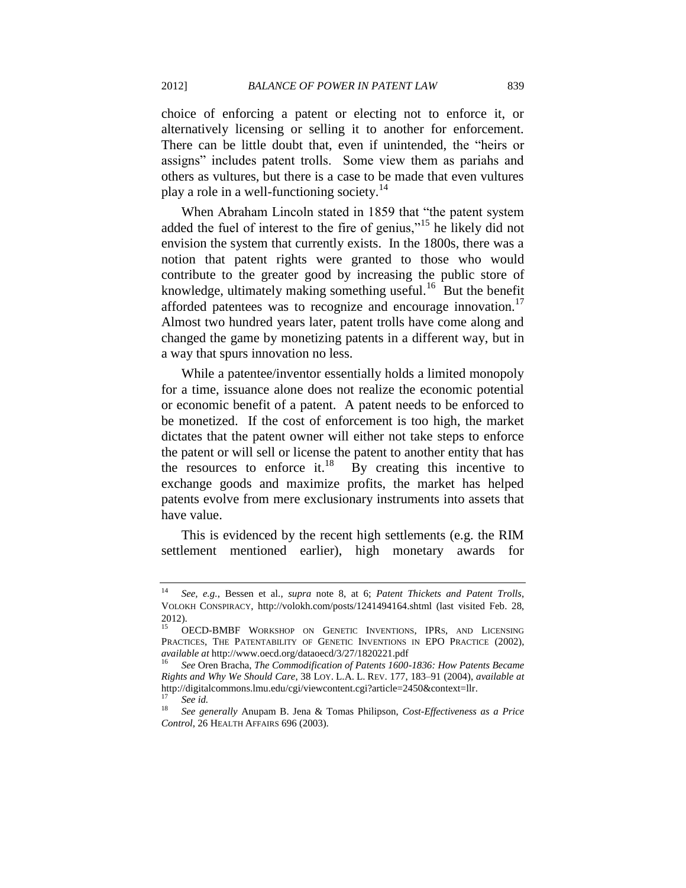choice of enforcing a patent or electing not to enforce it, or alternatively licensing or selling it to another for enforcement. There can be little doubt that, even if unintended, the "heirs or assigns" includes patent trolls. Some view them as pariahs and others as vultures, but there is a case to be made that even vultures play a role in a well-functioning society.[14]

When Abraham Lincoln stated in 1859 that "the patent system added the fuel of interest to the fire of genius,"[15] he likely did not envision the system that currently exists. In the 1800s, there was a notion that patent rights were granted to those who would contribute to the greater good by increasing the public store of knowledge, ultimately making something useful.[16] But the benefit afforded patentees was to recognize and encourage innovation.[17] Almost two hundred years later, patent trolls have come along and changed the game by monetizing patents in a different way, but in a way that spurs innovation no less.

While a patentee/inventor essentially holds a limited monopoly for a time, issuance alone does not realize the economic potential or economic benefit of a patent. A patent needs to be enforced to be monetized. If the cost of enforcement is too high, the market dictates that the patent owner will either not take steps to enforce the patent or will sell or license the patent to another entity that has the resources to enforce it.[18] By creating this incentive to exchange goods and maximize profits, the market has helped patents evolve from mere exclusionary instruments into assets that have value.

This is evidenced by the recent high settlements (e.g. the RIM settlement mentioned earlier), high monetary awards for

---

[14] *See, e.g.*, Bessen et al., *supra* note 8, at 6; *Patent Thickets and Patent Trolls*, VOLOKH CONSPIRACY, http://volokh.com/posts/1241494164.shtml (last visited Feb. 28, 2012).

[15] OECD-BMBF WORKSHOP ON GENETIC INVENTIONS, IPRS, AND LICENSING PRACTICES, THE PATENTABILITY OF GENETIC INVENTIONS IN EPO PRACTICE (2002), *available at* http://www.oecd.org/dataoecd/3/27/1820221.pdf

[16] *See* Oren Bracha, *The Commodification of Patents 1600-1836: How Patents Became Rights and Why We Should Care*, 38 LOY. L.A. L. REV. 177, 183–91 (2004), *available at* http://digitalcommons.lmu.edu/cgi/viewcontent.cgi?article=2450&context=llr.

[17] *See id.*

[18] *See generally* Anupam B. Jena & Tomas Philipson, *Cost-Effectiveness as a Price Control*, 26 HEALTH AFFAIRS 696 (2003).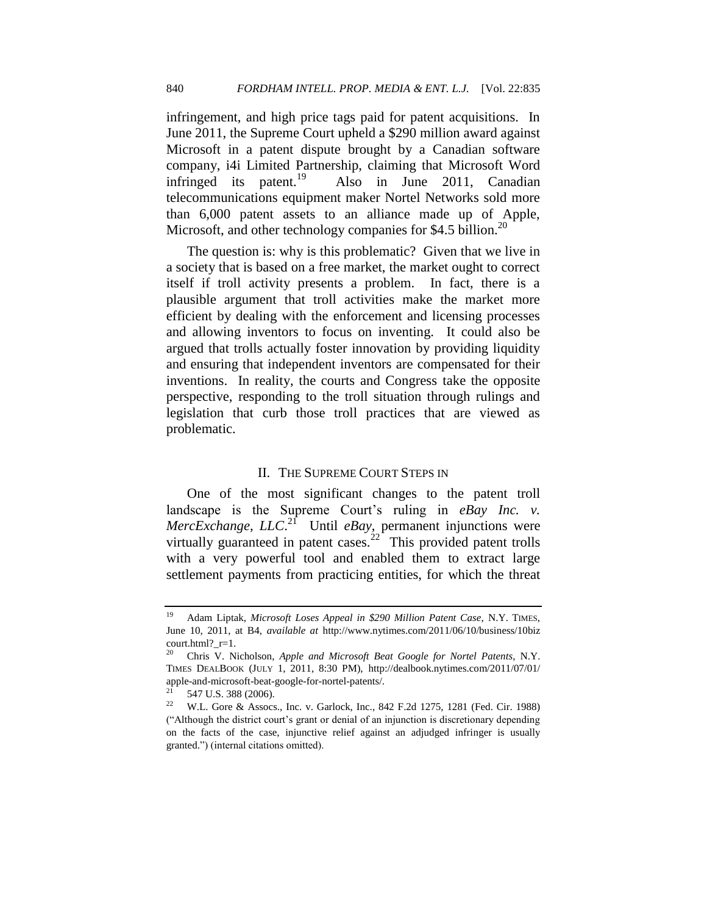infringement, and high price tags paid for patent acquisitions. In June 2011, the Supreme Court upheld a $290 million award against Microsoft in a patent dispute brought by a Canadian software company, i4i Limited Partnership, claiming that Microsoft Word infringed its patent.[19] Also in June 2011, Canadian telecommunications equipment maker Nortel Networks sold more than 6,000 patent assets to an alliance made up of Apple, Microsoft, and other technology companies for $4.5 billion.[20]

The question is: why is this problematic? Given that we live in a society that is based on a free market, the market ought to correct itself if troll activity presents a problem. In fact, there is a plausible argument that troll activities make the market more efficient by dealing with the enforcement and licensing processes and allowing inventors to focus on inventing. It could also be argued that trolls actually foster innovation by providing liquidity and ensuring that independent inventors are compensated for their inventions. In reality, the courts and Congress take the opposite perspective, responding to the troll situation through rulings and legislation that curb those troll practices that are viewed as problematic.

## II. THE SUPREME COURT STEPS IN

One of the most significant changes to the patent troll landscape is the Supreme Court's ruling in *eBay Inc. v. MercExchange, LLC*.[21] Until *eBay*, permanent injunctions were virtually guaranteed in patent cases.[22] This provided patent trolls with a very powerful tool and enabled them to extract large settlement payments from practicing entities, for which the threat

---

[19] Adam Liptak, *Microsoft Loses Appeal in $290 Million Patent Case*, N.Y. TIMES, June 10, 2011, at B4, *available at* http://www.nytimes.com/2011/06/10/business/10bizcourt.html?_r=1.

[20] Chris V. Nicholson, *Apple and Microsoft Beat Google for Nortel Patents*, N.Y. TIMES DEALBOOK (JULY 1, 2011, 8:30 PM), http://dealbook.nytimes.com/2011/07/01/apple-and-microsoft-beat-google-for-nortel-patents/.

[21] 547 U.S. 388 (2006).

[22] W.L. Gore & Assocs., Inc. v. Garlock, Inc., 842 F.2d 1275, 1281 (Fed. Cir. 1988) ("Although the district court's grant or denial of an injunction is discretionary depending on the facts of the case, injunctive relief against an adjudged infringer is usually granted.") (internal citations omitted).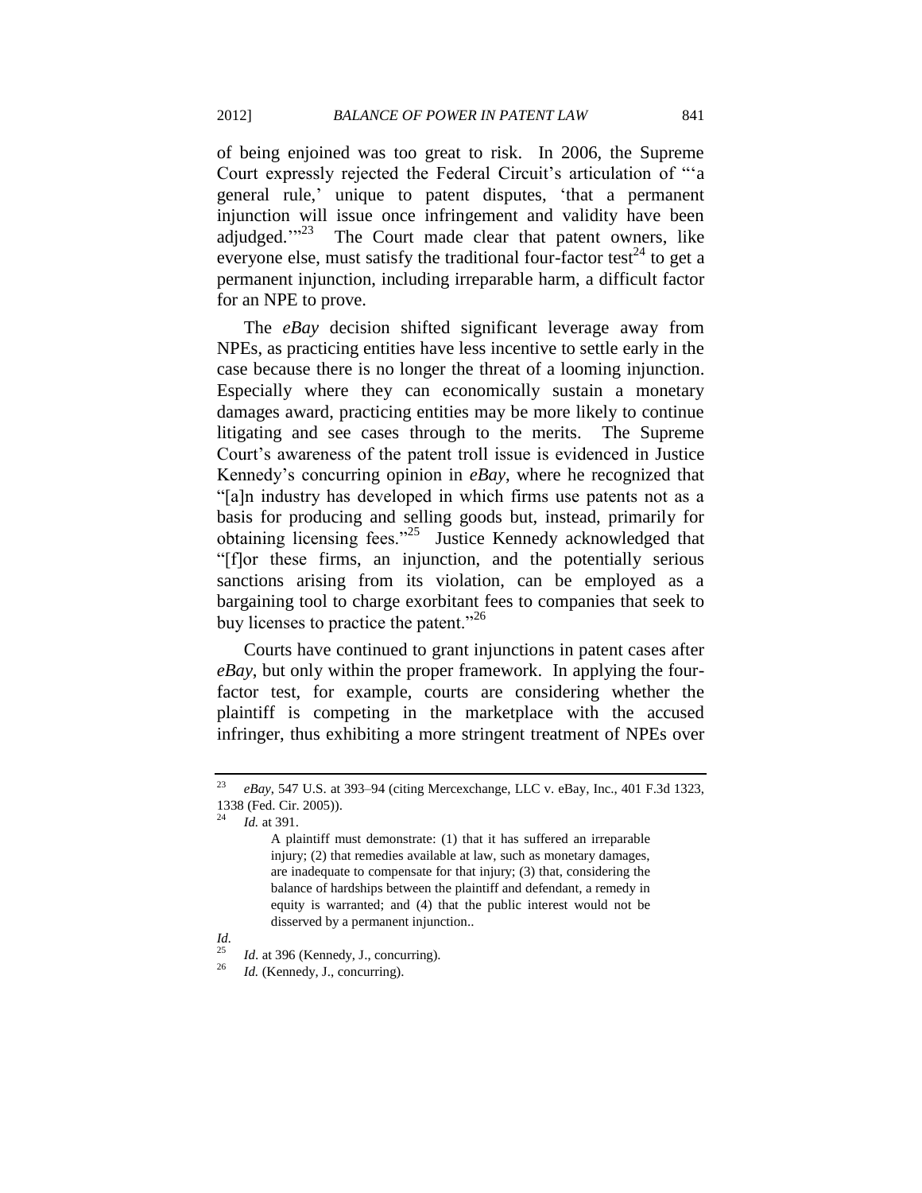of being enjoined was too great to risk. In 2006, the Supreme Court expressly rejected the Federal Circuit's articulation of "'a general rule,' unique to patent disputes, 'that a permanent injunction will issue once infringement and validity have been adjudged.'"[23] The Court made clear that patent owners, like everyone else, must satisfy the traditional four-factor test[24] to get a permanent injunction, including irreparable harm, a difficult factor for an NPE to prove.

The *eBay* decision shifted significant leverage away from NPEs, as practicing entities have less incentive to settle early in the case because there is no longer the threat of a looming injunction. Especially where they can economically sustain a monetary damages award, practicing entities may be more likely to continue litigating and see cases through to the merits. The Supreme Court's awareness of the patent troll issue is evidenced in Justice Kennedy's concurring opinion in *eBay*, where he recognized that "[a]n industry has developed in which firms use patents not as a basis for producing and selling goods but, instead, primarily for obtaining licensing fees."[25] Justice Kennedy acknowledged that "[f]or these firms, an injunction, and the potentially serious sanctions arising from its violation, can be employed as a bargaining tool to charge exorbitant fees to companies that seek to buy licenses to practice the patent."[26]

Courts have continued to grant injunctions in patent cases after *eBay*, but only within the proper framework. In applying the four-factor test, for example, courts are considering whether the plaintiff is competing in the marketplace with the accused infringer, thus exhibiting a more stringent treatment of NPEs over

---

[23] *eBay*, 547 U.S. at 393–94 (citing Mercexchange, LLC v. eBay, Inc., 401 F.3d 1323, 1338 (Fed. Cir. 2005)).

[24] *Id.* at 391.

> A plaintiff must demonstrate: (1) that it has suffered an irreparable injury; (2) that remedies available at law, such as monetary damages, are inadequate to compensate for that injury; (3) that, considering the balance of hardships between the plaintiff and defendant, a remedy in equity is warranted; and (4) that the public interest would not be disserved by a permanent injunction..

*Id.*

[25] *Id.* at 396 (Kennedy, J., concurring).

[26] *Id.* (Kennedy, J., concurring).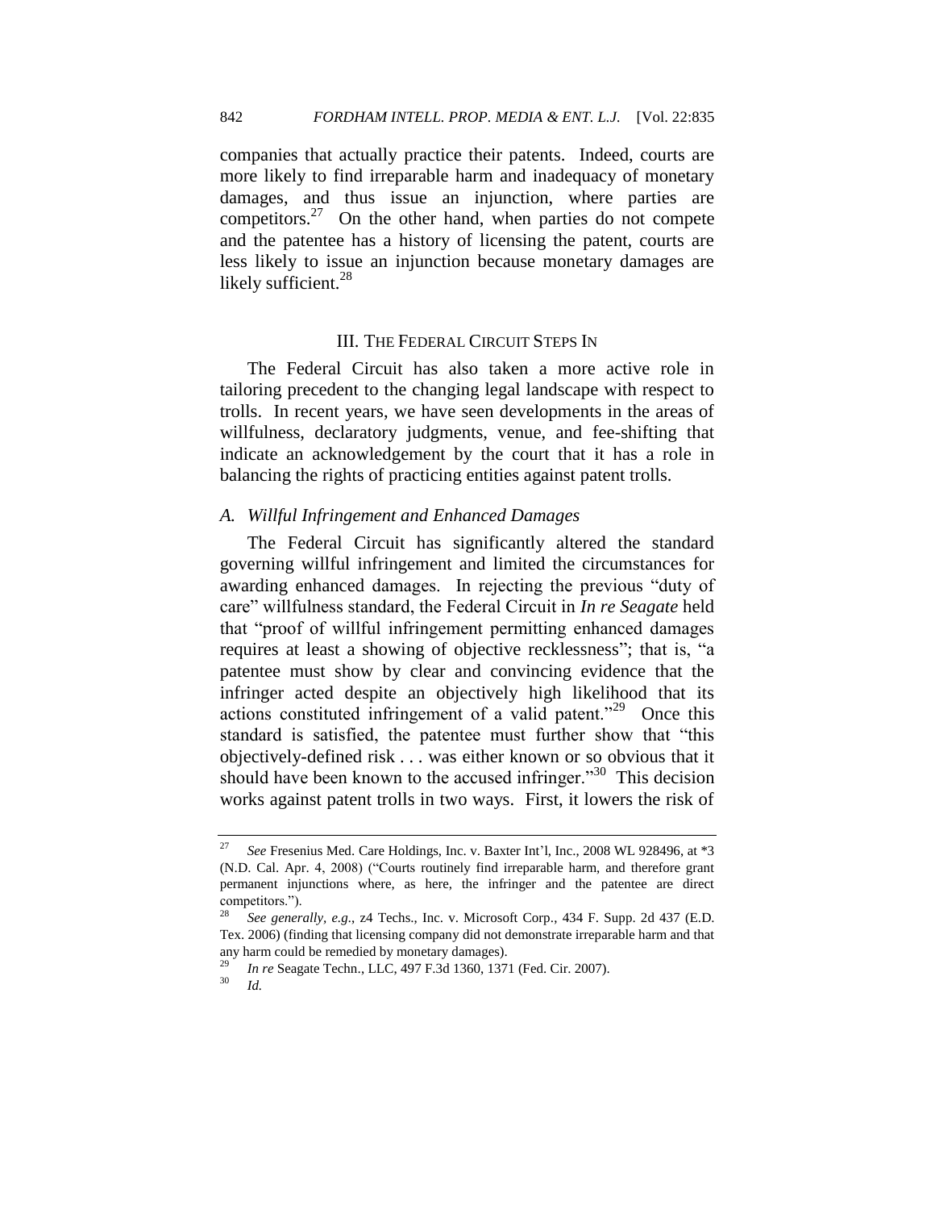companies that actually practice their patents. Indeed, courts are more likely to find irreparable harm and inadequacy of monetary damages, and thus issue an injunction, where parties are competitors.[27] On the other hand, when parties do not compete and the patentee has a history of licensing the patent, courts are less likely to issue an injunction because monetary damages are likely sufficient.[28]

## III. The Federal Circuit Steps In

The Federal Circuit has also taken a more active role in tailoring precedent to the changing legal landscape with respect to trolls. In recent years, we have seen developments in the areas of willfulness, declaratory judgments, venue, and fee-shifting that indicate an acknowledgement by the court that it has a role in balancing the rights of practicing entities against patent trolls.

### *A. Willful Infringement and Enhanced Damages*

The Federal Circuit has significantly altered the standard governing willful infringement and limited the circumstances for awarding enhanced damages. In rejecting the previous "duty of care" willfulness standard, the Federal Circuit in *In re Seagate* held that "proof of willful infringement permitting enhanced damages requires at least a showing of objective recklessness"; that is, "a patentee must show by clear and convincing evidence that the infringer acted despite an objectively high likelihood that its actions constituted infringement of a valid patent."[29] Once this standard is satisfied, the patentee must further show that "this objectively-defined risk . . . was either known or so obvious that it should have been known to the accused infringer."[30] This decision works against patent trolls in two ways. First, it lowers the risk of

---

[27] *See* Fresenius Med. Care Holdings, Inc. v. Baxter Int'l, Inc., 2008 WL 928496, at *3 (N.D. Cal. Apr. 4, 2008) ("Courts routinely find irreparable harm, and therefore grant permanent injunctions where, as here, the infringer and the patentee are direct competitors.").

[28] *See generally, e.g.*, z4 Techs., Inc. v. Microsoft Corp., 434 F. Supp. 2d 437 (E.D. Tex. 2006) (finding that licensing company did not demonstrate irreparable harm and that any harm could be remedied by monetary damages).

[29] *In re* Seagate Techn., LLC, 497 F.3d 1360, 1371 (Fed. Cir. 2007).

[30] *Id.*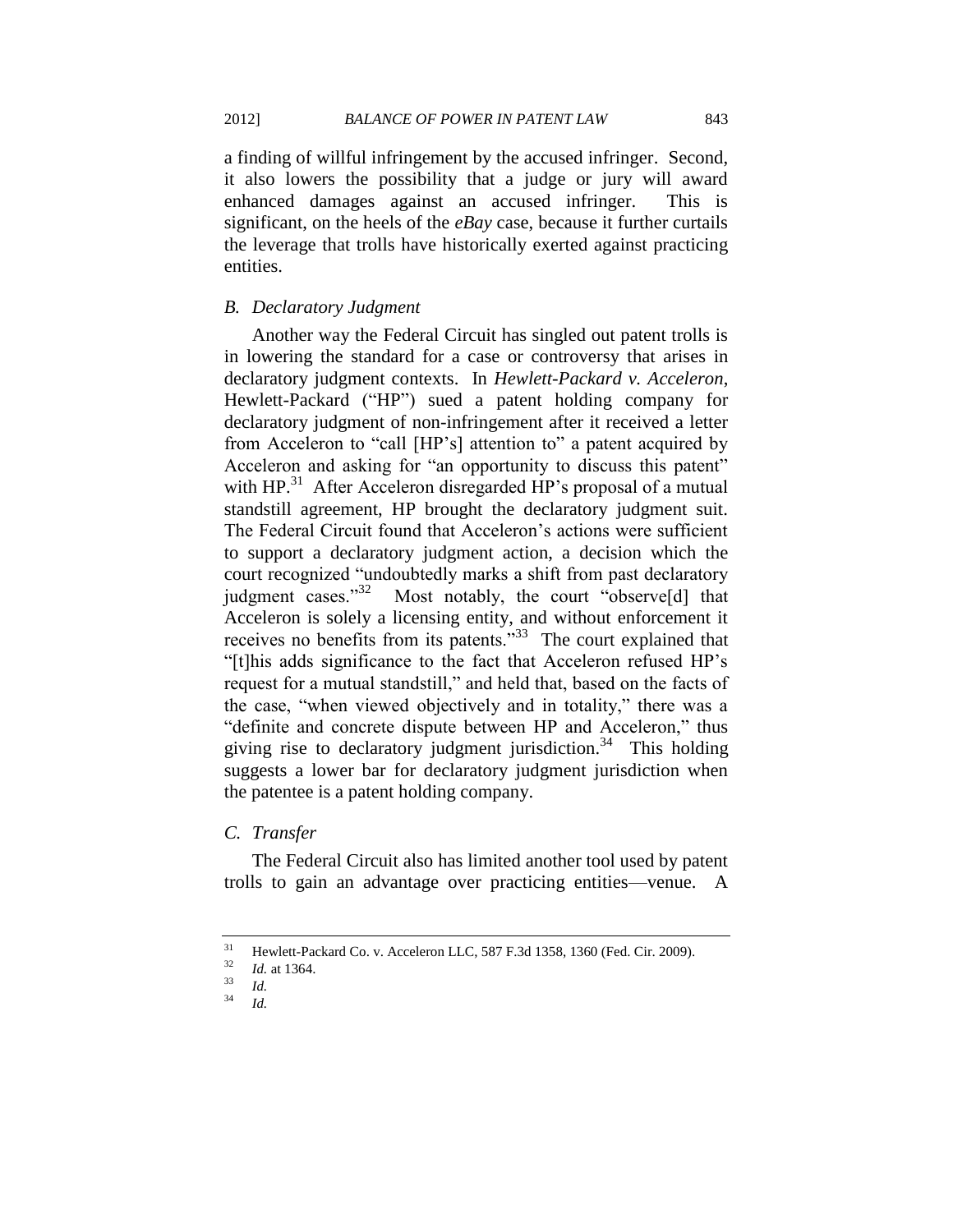a finding of willful infringement by the accused infringer. Second, it also lowers the possibility that a judge or jury will award enhanced damages against an accused infringer. This is significant, on the heels of the *eBay* case, because it further curtails the leverage that trolls have historically exerted against practicing entities.

### *B. Declaratory Judgment*

Another way the Federal Circuit has singled out patent trolls is in lowering the standard for a case or controversy that arises in declaratory judgment contexts. In *Hewlett-Packard v. Acceleron*, Hewlett-Packard ("HP") sued a patent holding company for declaratory judgment of non-infringement after it received a letter from Acceleron to "call [HP's] attention to" a patent acquired by Acceleron and asking for "an opportunity to discuss this patent" with HP.[31] After Acceleron disregarded HP's proposal of a mutual standstill agreement, HP brought the declaratory judgment suit. The Federal Circuit found that Acceleron's actions were sufficient to support a declaratory judgment action, a decision which the court recognized "undoubtedly marks a shift from past declaratory judgment cases."[32] Most notably, the court "observe[d] that Acceleron is solely a licensing entity, and without enforcement it receives no benefits from its patents."[33] The court explained that "[t]his adds significance to the fact that Acceleron refused HP's request for a mutual standstill," and held that, based on the facts of the case, "when viewed objectively and in totality," there was a "definite and concrete dispute between HP and Acceleron," thus giving rise to declaratory judgment jurisdiction.[34] This holding suggests a lower bar for declaratory judgment jurisdiction when the patentee is a patent holding company.

### *C. Transfer*

The Federal Circuit also has limited another tool used by patent trolls to gain an advantage over practicing entities—venue. A

---

[31] Hewlett-Packard Co. v. Acceleron LLC, 587 F.3d 1358, 1360 (Fed. Cir. 2009).

[32] *Id.* at 1364.

[33] *Id.*

[34] *Id.*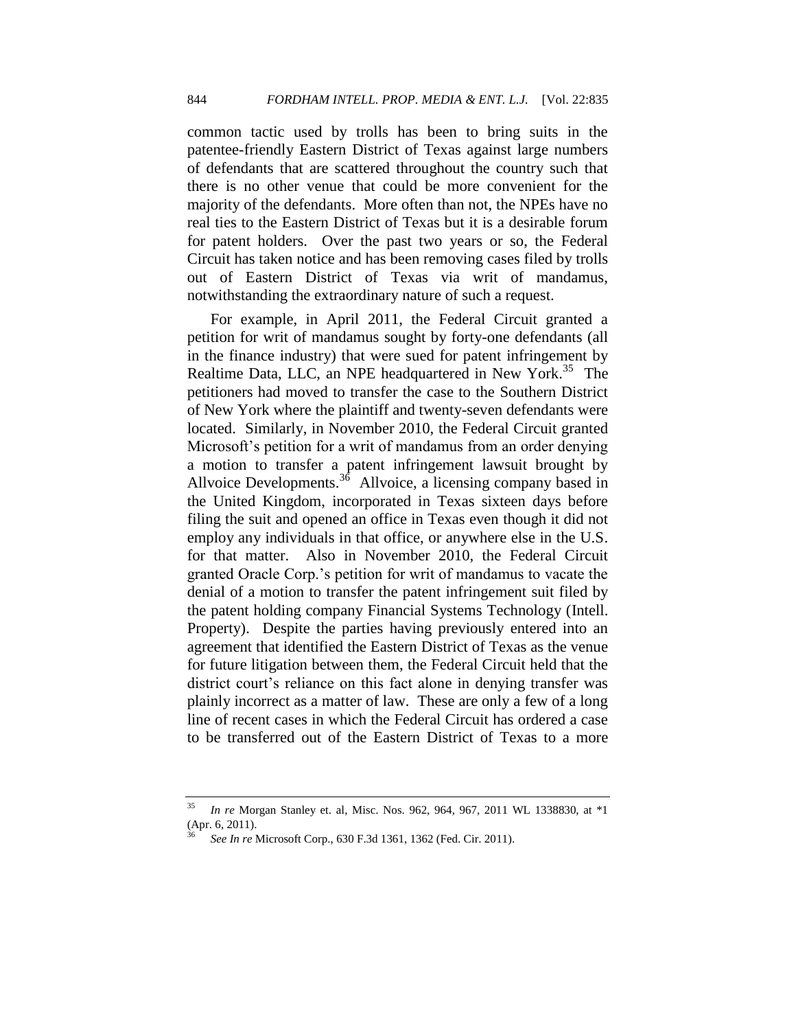common tactic used by trolls has been to bring suits in the patentee-friendly Eastern District of Texas against large numbers of defendants that are scattered throughout the country such that there is no other venue that could be more convenient for the majority of the defendants. More often than not, the NPEs have no real ties to the Eastern District of Texas but it is a desirable forum for patent holders. Over the past two years or so, the Federal Circuit has taken notice and has been removing cases filed by trolls out of Eastern District of Texas via writ of mandamus, notwithstanding the extraordinary nature of such a request.

For example, in April 2011, the Federal Circuit granted a petition for writ of mandamus sought by forty-one defendants (all in the finance industry) that were sued for patent infringement by Realtime Data, LLC, an NPE headquartered in New York.[35] The petitioners had moved to transfer the case to the Southern District of New York where the plaintiff and twenty-seven defendants were located. Similarly, in November 2010, the Federal Circuit granted Microsoft's petition for a writ of mandamus from an order denying a motion to transfer a patent infringement lawsuit brought by Allvoice Developments.[36] Allvoice, a licensing company based in the United Kingdom, incorporated in Texas sixteen days before filing the suit and opened an office in Texas even though it did not employ any individuals in that office, or anywhere else in the U.S. for that matter. Also in November 2010, the Federal Circuit granted Oracle Corp.'s petition for writ of mandamus to vacate the denial of a motion to transfer the patent infringement suit filed by the patent holding company Financial Systems Technology (Intell. Property). Despite the parties having previously entered into an agreement that identified the Eastern District of Texas as the venue for future litigation between them, the Federal Circuit held that the district court's reliance on this fact alone in denying transfer was plainly incorrect as a matter of law. These are only a few of a long line of recent cases in which the Federal Circuit has ordered a case to be transferred out of the Eastern District of Texas to a more

---

[35] *In re* Morgan Stanley et. al, Misc. Nos. 962, 964, 967, 2011 WL 1338830, at *1 (Apr. 6, 2011).

[36] *See In re* Microsoft Corp., 630 F.3d 1361, 1362 (Fed. Cir. 2011).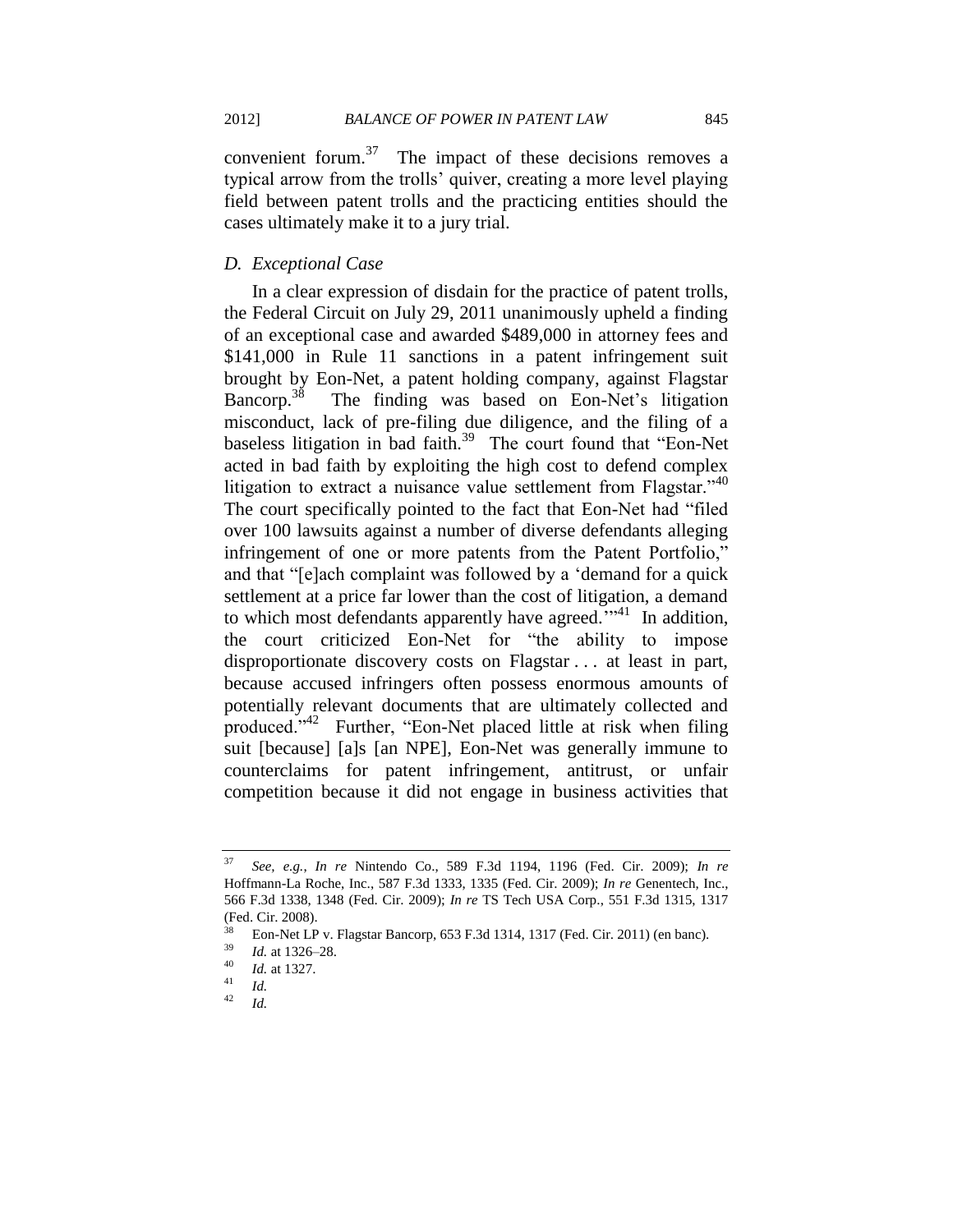convenient forum.[37] The impact of these decisions removes a typical arrow from the trolls' quiver, creating a more level playing field between patent trolls and the practicing entities should the cases ultimately make it to a jury trial.

### *D. Exceptional Case*

In a clear expression of disdain for the practice of patent trolls, the Federal Circuit on July 29, 2011 unanimously upheld a finding of an exceptional case and awarded $489,000 in attorney fees and $141,000 in Rule 11 sanctions in a patent infringement suit brought by Eon-Net, a patent holding company, against Flagstar Bancorp.[38] The finding was based on Eon-Net's litigation misconduct, lack of pre-filing due diligence, and the filing of a baseless litigation in bad faith.[39] The court found that "Eon-Net acted in bad faith by exploiting the high cost to defend complex litigation to extract a nuisance value settlement from Flagstar."[40] The court specifically pointed to the fact that Eon-Net had "filed over 100 lawsuits against a number of diverse defendants alleging infringement of one or more patents from the Patent Portfolio," and that "[e]ach complaint was followed by a 'demand for a quick settlement at a price far lower than the cost of litigation, a demand to which most defendants apparently have agreed.'"[41] In addition, the court criticized Eon-Net for "the ability to impose disproportionate discovery costs on Flagstar . . . at least in part, because accused infringers often possess enormous amounts of potentially relevant documents that are ultimately collected and produced."[42] Further, "Eon-Net placed little at risk when filing suit [because] [a]s [an NPE], Eon-Net was generally immune to counterclaims for patent infringement, antitrust, or unfair competition because it did not engage in business activities that

---

[37] *See, e.g.*, *In re* Nintendo Co., 589 F.3d 1194, 1196 (Fed. Cir. 2009); *In re* Hoffmann-La Roche, Inc., 587 F.3d 1333, 1335 (Fed. Cir. 2009); *In re* Genentech, Inc., 566 F.3d 1338, 1348 (Fed. Cir. 2009); *In re* TS Tech USA Corp., 551 F.3d 1315, 1317 (Fed. Cir. 2008).

[38] Eon-Net LP v. Flagstar Bancorp, 653 F.3d 1314, 1317 (Fed. Cir. 2011) (en banc).

[39] *Id.* at 1326–28.

[40] *Id.* at 1327.

[41] *Id.*

[42] *Id.*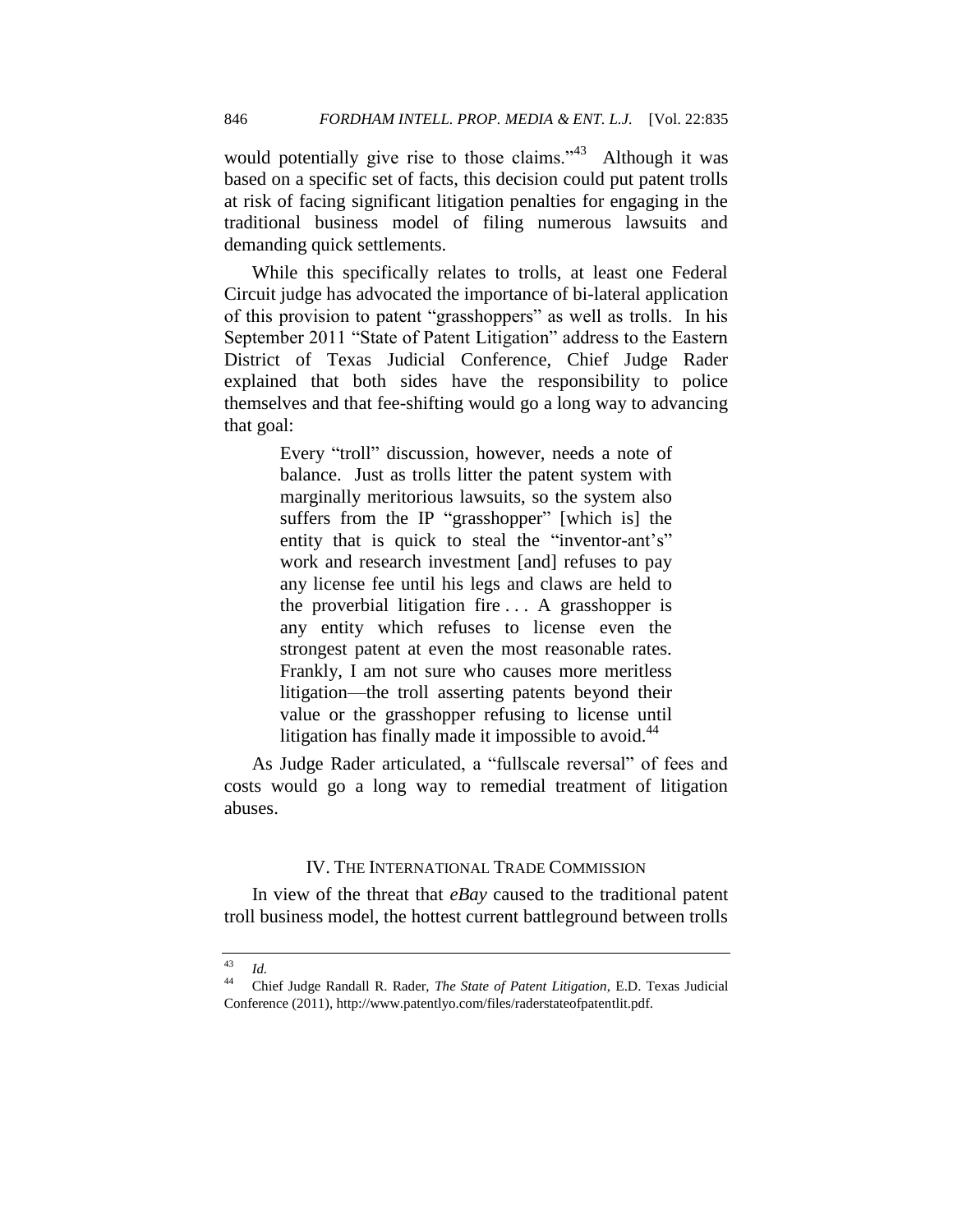would potentially give rise to those claims."[43] Although it was based on a specific set of facts, this decision could put patent trolls at risk of facing significant litigation penalties for engaging in the traditional business model of filing numerous lawsuits and demanding quick settlements.

While this specifically relates to trolls, at least one Federal Circuit judge has advocated the importance of bi-lateral application of this provision to patent "grasshoppers" as well as trolls. In his September 2011 "State of Patent Litigation" address to the Eastern District of Texas Judicial Conference, Chief Judge Rader explained that both sides have the responsibility to police themselves and that fee-shifting would go a long way to advancing that goal:

> Every "troll" discussion, however, needs a note of balance. Just as trolls litter the patent system with marginally meritorious lawsuits, so the system also suffers from the IP "grasshopper" [which is] the entity that is quick to steal the "inventor-ant's" work and research investment [and] refuses to pay any license fee until his legs and claws are held to the proverbial litigation fire . . . A grasshopper is any entity which refuses to license even the strongest patent at even the most reasonable rates. Frankly, I am not sure who causes more meritless litigation—the troll asserting patents beyond their value or the grasshopper refusing to license until litigation has finally made it impossible to avoid.[44]

As Judge Rader articulated, a "fullscale reversal" of fees and costs would go a long way to remedial treatment of litigation abuses.

## IV. THE INTERNATIONAL TRADE COMMISSION

In view of the threat that *eBay* caused to the traditional patent troll business model, the hottest current battleground between trolls

---

[43] *Id.*

[44] Chief Judge Randall R. Rader, *The State of Patent Litigation*, E.D. Texas Judicial Conference (2011), http://www.patentlyo.com/files/raderstateofpatentlit.pdf.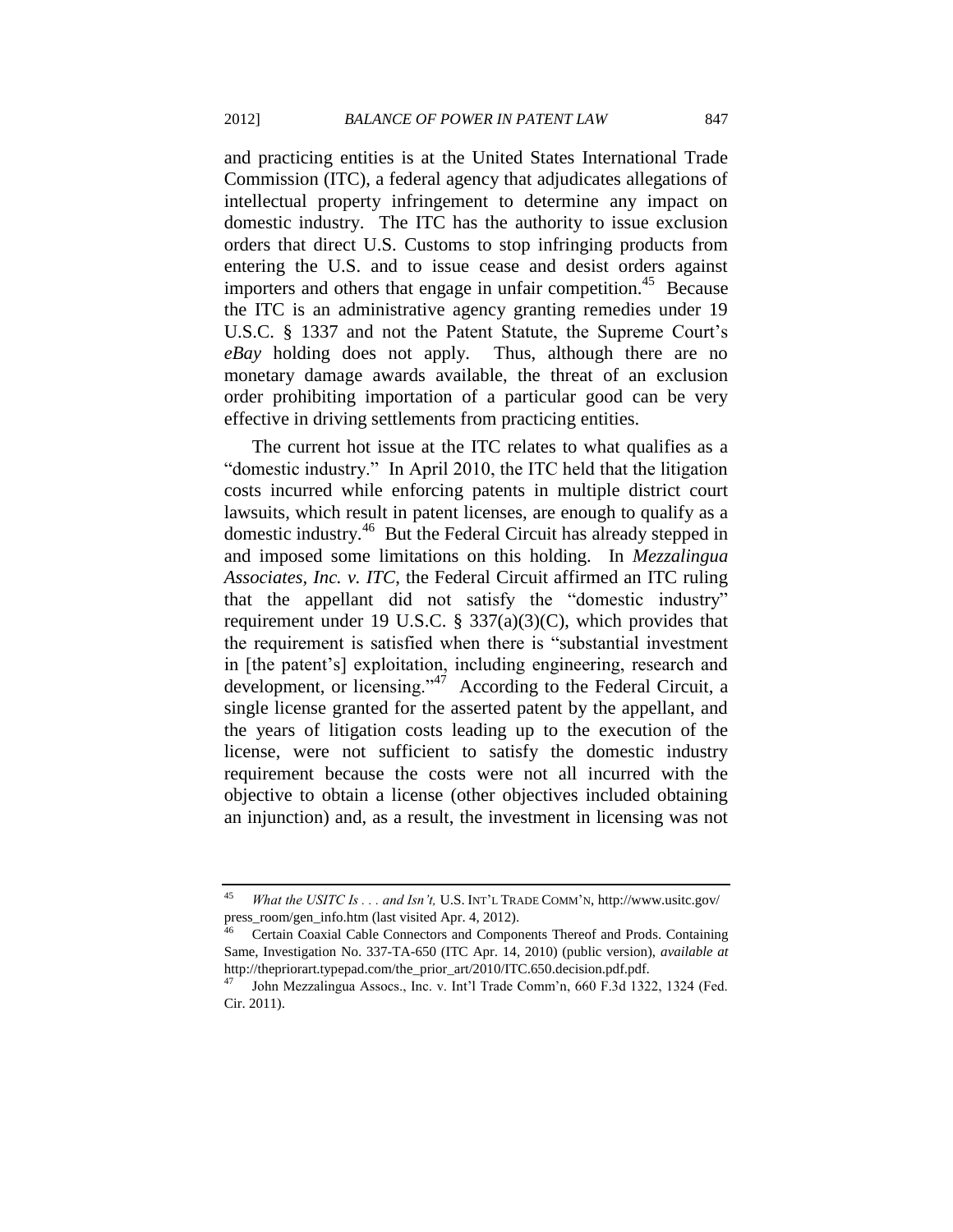and practicing entities is at the United States International Trade Commission (ITC), a federal agency that adjudicates allegations of intellectual property infringement to determine any impact on domestic industry. The ITC has the authority to issue exclusion orders that direct U.S. Customs to stop infringing products from entering the U.S. and to issue cease and desist orders against importers and others that engage in unfair competition.[45] Because the ITC is an administrative agency granting remedies under 19 U.S.C. § 1337 and not the Patent Statute, the Supreme Court's *eBay* holding does not apply. Thus, although there are no monetary damage awards available, the threat of an exclusion order prohibiting importation of a particular good can be very effective in driving settlements from practicing entities.

The current hot issue at the ITC relates to what qualifies as a "domestic industry." In April 2010, the ITC held that the litigation costs incurred while enforcing patents in multiple district court lawsuits, which result in patent licenses, are enough to qualify as a domestic industry.[46] But the Federal Circuit has already stepped in and imposed some limitations on this holding. In *Mezzalingua Associates, Inc. v. ITC*, the Federal Circuit affirmed an ITC ruling that the appellant did not satisfy the "domestic industry" requirement under 19 U.S.C. § 337(a)(3)(C), which provides that the requirement is satisfied when there is "substantial investment in [the patent's] exploitation, including engineering, research and development, or licensing."[47] According to the Federal Circuit, a single license granted for the asserted patent by the appellant, and the years of litigation costs leading up to the execution of the license, were not sufficient to satisfy the domestic industry requirement because the costs were not all incurred with the objective to obtain a license (other objectives included obtaining an injunction) and, as a result, the investment in licensing was not

---

[45] *What the USITC Is . . . and Isn't,* U.S. INT'L TRADE COMM'N, http://www.usitc.gov/press_room/gen_info.htm (last visited Apr. 4, 2012).

[46] Certain Coaxial Cable Connectors and Components Thereof and Prods. Containing Same, Investigation No. 337-TA-650 (ITC Apr. 14, 2010) (public version), *available at* http://thepriorart.typepad.com/the_prior_art/2010/ITC.650.decision.pdf.pdf.

[47] John Mezzalingua Assocs., Inc. v. Int'l Trade Comm'n, 660 F.3d 1322, 1324 (Fed. Cir. 2011).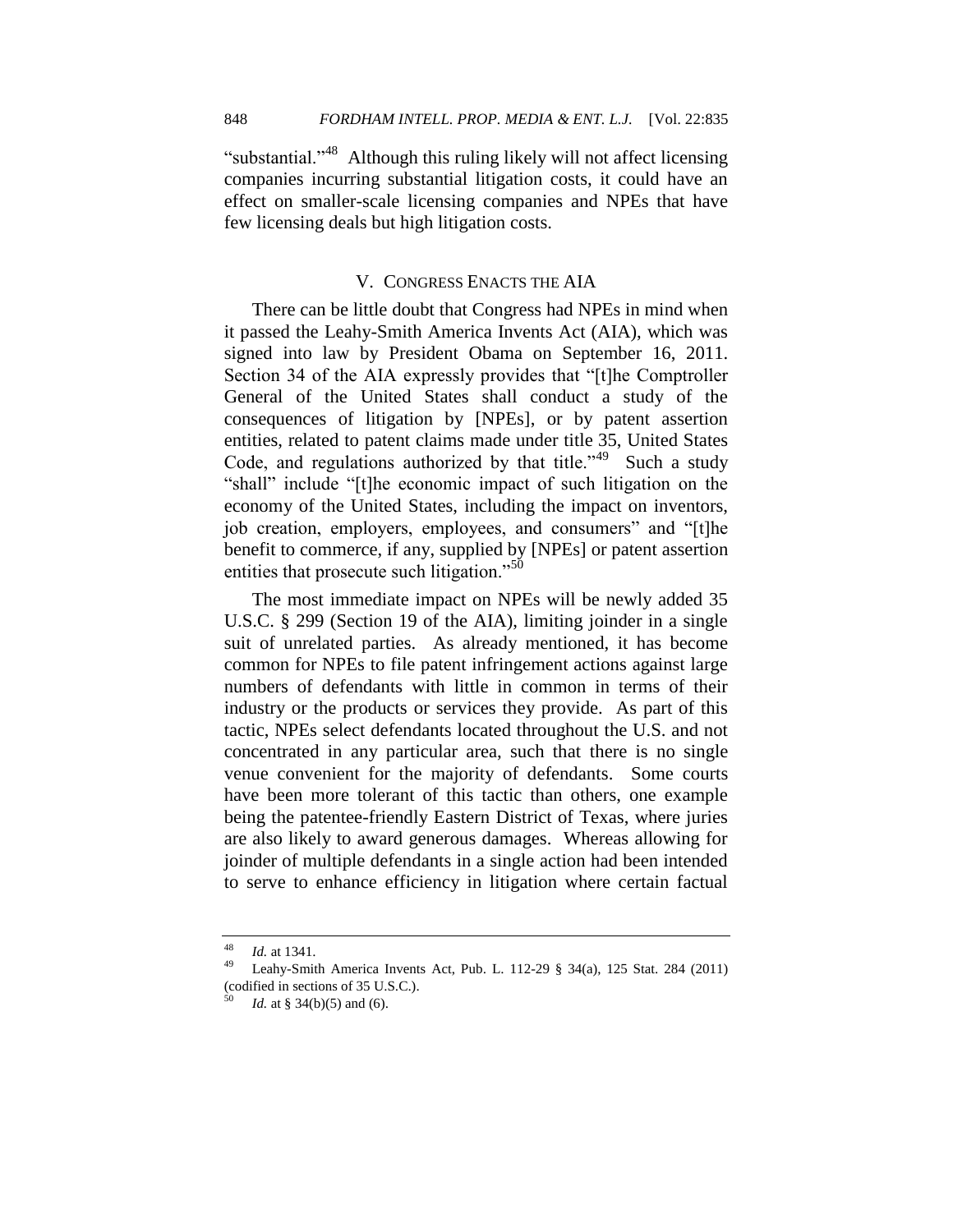"substantial."[48] Although this ruling likely will not affect licensing companies incurring substantial litigation costs, it could have an effect on smaller-scale licensing companies and NPEs that have few licensing deals but high litigation costs.

## V. Congress Enacts the AIA

There can be little doubt that Congress had NPEs in mind when it passed the Leahy-Smith America Invents Act (AIA), which was signed into law by President Obama on September 16, 2011. Section 34 of the AIA expressly provides that "[t]he Comptroller General of the United States shall conduct a study of the consequences of litigation by [NPEs], or by patent assertion entities, related to patent claims made under title 35, United States Code, and regulations authorized by that title."[49] Such a study "shall" include "[t]he economic impact of such litigation on the economy of the United States, including the impact on inventors, job creation, employers, employees, and consumers" and "[t]he benefit to commerce, if any, supplied by [NPEs] or patent assertion entities that prosecute such litigation."[50]

The most immediate impact on NPEs will be newly added 35 U.S.C. § 299 (Section 19 of the AIA), limiting joinder in a single suit of unrelated parties. As already mentioned, it has become common for NPEs to file patent infringement actions against large numbers of defendants with little in common in terms of their industry or the products or services they provide. As part of this tactic, NPEs select defendants located throughout the U.S. and not concentrated in any particular area, such that there is no single venue convenient for the majority of defendants. Some courts have been more tolerant of this tactic than others, one example being the patentee-friendly Eastern District of Texas, where juries are also likely to award generous damages. Whereas allowing for joinder of multiple defendants in a single action had been intended to serve to enhance efficiency in litigation where certain factual

---

[48] *Id.* at 1341.

[49] Leahy-Smith America Invents Act, Pub. L. 112-29 § 34(a), 125 Stat. 284 (2011) (codified in sections of 35 U.S.C.).

[50] *Id.* at § 34(b)(5) and (6).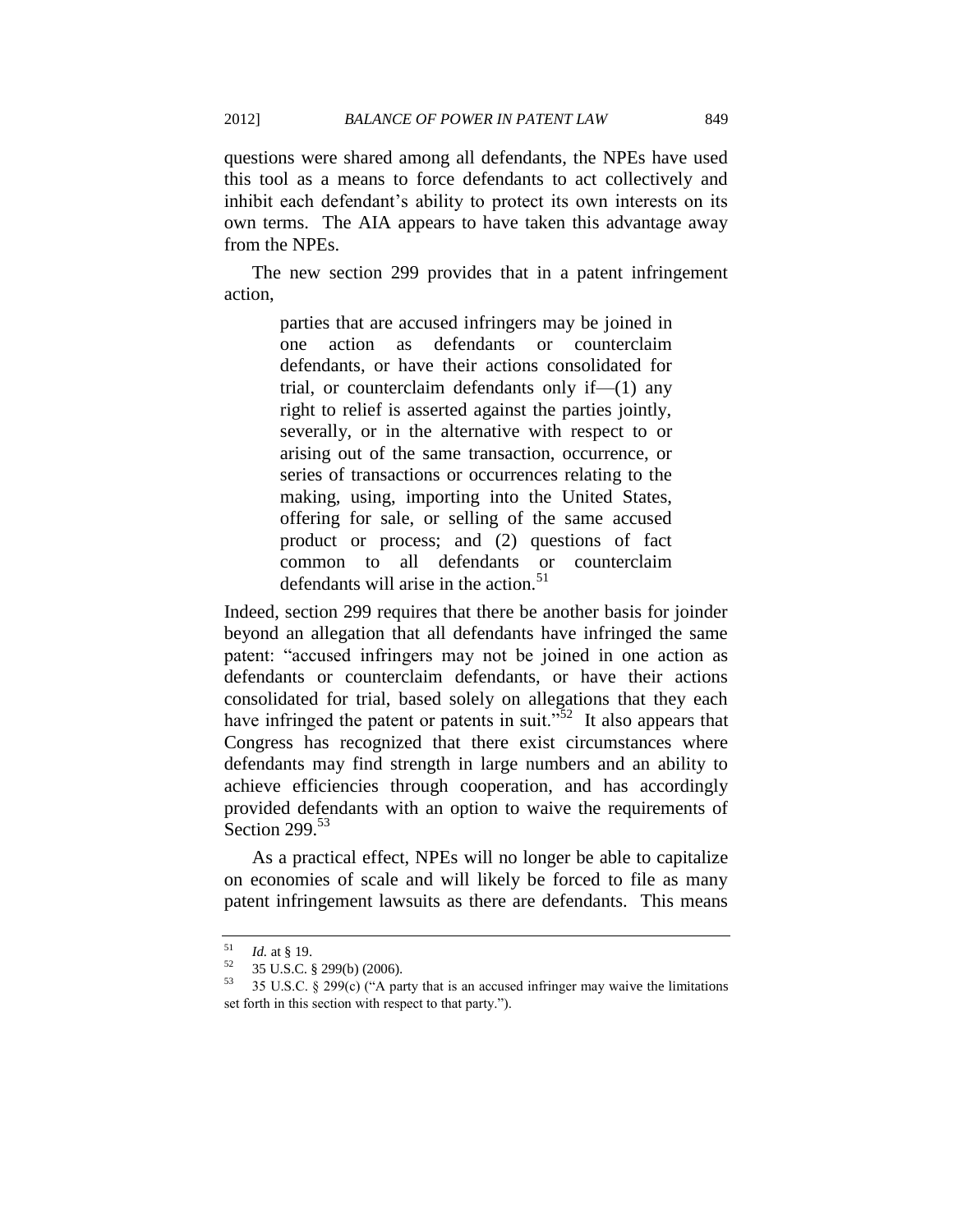questions were shared among all defendants, the NPEs have used this tool as a means to force defendants to act collectively and inhibit each defendant's ability to protect its own interests on its own terms. The AIA appears to have taken this advantage away from the NPEs.

The new section 299 provides that in a patent infringement action,

> parties that are accused infringers may be joined in one action as defendants or counterclaim defendants, or have their actions consolidated for trial, or counterclaim defendants only if—(1) any right to relief is asserted against the parties jointly, severally, or in the alternative with respect to or arising out of the same transaction, occurrence, or series of transactions or occurrences relating to the making, using, importing into the United States, offering for sale, or selling of the same accused product or process; and (2) questions of fact common to all defendants or counterclaim defendants will arise in the action.[51]

Indeed, section 299 requires that there be another basis for joinder beyond an allegation that all defendants have infringed the same patent: "accused infringers may not be joined in one action as defendants or counterclaim defendants, or have their actions consolidated for trial, based solely on allegations that they each have infringed the patent or patents in suit."[52] It also appears that Congress has recognized that there exist circumstances where defendants may find strength in large numbers and an ability to achieve efficiencies through cooperation, and has accordingly provided defendants with an option to waive the requirements of Section 299.[53]

As a practical effect, NPEs will no longer be able to capitalize on economies of scale and will likely be forced to file as many patent infringement lawsuits as there are defendants. This means

---

[51] *Id.* at § 19.

[52] 35 U.S.C. § 299(b) (2006).

[53] 35 U.S.C. § 299(c) ("A party that is an accused infringer may waive the limitations set forth in this section with respect to that party.").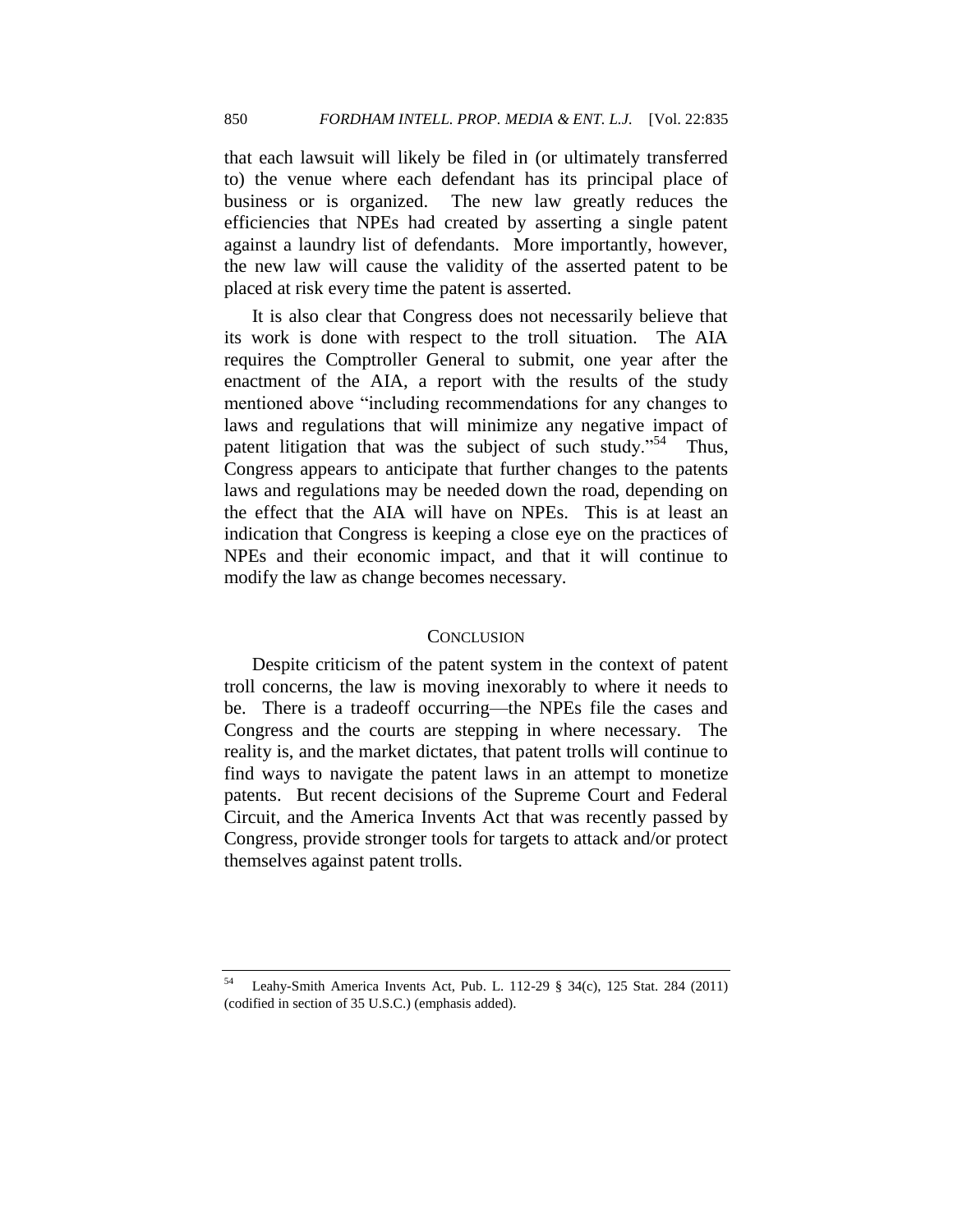that each lawsuit will likely be filed in (or ultimately transferred to) the venue where each defendant has its principal place of business or is organized. The new law greatly reduces the efficiencies that NPEs had created by asserting a single patent against a laundry list of defendants. More importantly, however, the new law will cause the validity of the asserted patent to be placed at risk every time the patent is asserted.

It is also clear that Congress does not necessarily believe that its work is done with respect to the troll situation. The AIA requires the Comptroller General to submit, one year after the enactment of the AIA, a report with the results of the study mentioned above "including recommendations for any changes to laws and regulations that will minimize any negative impact of patent litigation that was the subject of such study."[54] Thus, Congress appears to anticipate that further changes to the patents laws and regulations may be needed down the road, depending on the effect that the AIA will have on NPEs. This is at least an indication that Congress is keeping a close eye on the practices of NPEs and their economic impact, and that it will continue to modify the law as change becomes necessary.

## CONCLUSION

Despite criticism of the patent system in the context of patent troll concerns, the law is moving inexorably to where it needs to be. There is a tradeoff occurring—the NPEs file the cases and Congress and the courts are stepping in where necessary. The reality is, and the market dictates, that patent trolls will continue to find ways to navigate the patent laws in an attempt to monetize patents. But recent decisions of the Supreme Court and Federal Circuit, and the America Invents Act that was recently passed by Congress, provide stronger tools for targets to attack and/or protect themselves against patent trolls.

---

[54] Leahy-Smith America Invents Act, Pub. L. 112-29 § 34(c), 125 Stat. 284 (2011) (codified in section of 35 U.S.C.) (emphasis added).